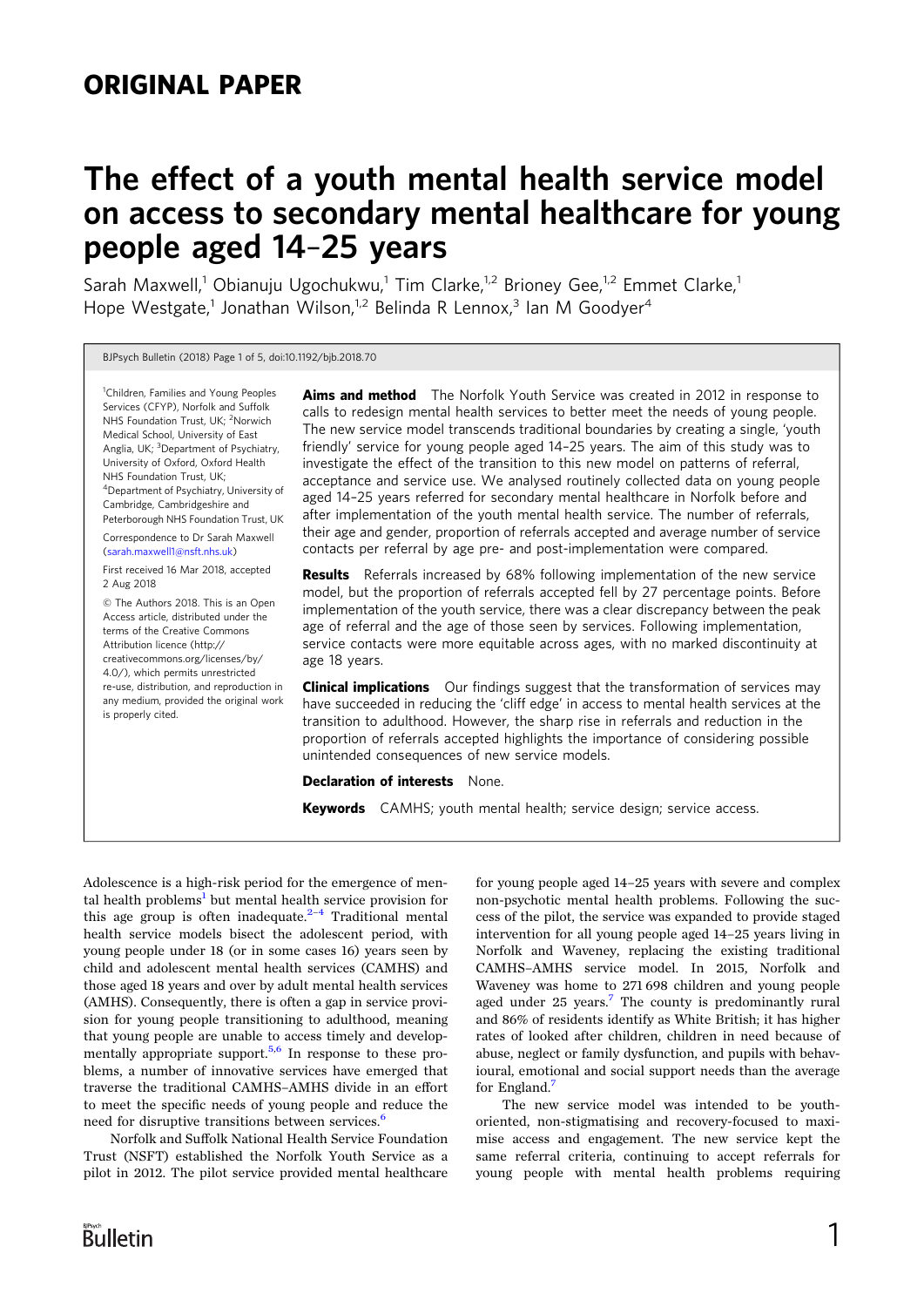## ORIGINAL PAPER

# The effect of a youth mental health service model on access to secondary mental healthcare for young people aged 14–25 years

Sarah Maxwell,[1] Obianuju Ugochukwu,[1] Tim Clarke,[1,2] Brioney Gee,[1,2] Emmet Clarke,[1] Hope Westgate,[1] Jonathan Wilson,[1,2] Belinda R Lennox,[3] Ian M Goodyer[4]

BJPsych Bulletin (2018) Page 1 of 5, doi:10.1192/bjb.2018.70

[1]Children, Families and Young Peoples Services (CFYP), Norfolk and Suffolk NHS Foundation Trust, UK; [2]Norwich Medical School, University of East Anglia, UK; [3]Department of Psychiatry, University of Oxford, Oxford Health NHS Foundation Trust, UK; [4]Department of Psychiatry, University of Cambridge, Cambridgeshire and Peterborough NHS Foundation Trust, UK

Correspondence to Dr Sarah Maxwell (sarah.maxwell1@nsft.nhs.uk)

First received 16 Mar 2018, accepted 2 Aug 2018

© The Authors 2018. This is an Open Access article, distributed under the terms of the Creative Commons Attribution licence (http://creativecommons.org/licenses/by/4.0/), which permits unrestricted re-use, distribution, and reproduction in any medium, provided the original work is properly cited.

**Aims and method** The Norfolk Youth Service was created in 2012 in response to calls to redesign mental health services to better meet the needs of young people. The new service model transcends traditional boundaries by creating a single, 'youth friendly' service for young people aged 14–25 years. The aim of this study was to investigate the effect of the transition to this new model on patterns of referral, acceptance and service use. We analysed routinely collected data on young people aged 14–25 years referred for secondary mental healthcare in Norfolk before and after implementation of the youth mental health service. The number of referrals, their age and gender, proportion of referrals accepted and average number of service contacts per referral by age pre- and post-implementation were compared.

**Results** Referrals increased by 68% following implementation of the new service model, but the proportion of referrals accepted fell by 27 percentage points. Before implementation of the youth service, there was a clear discrepancy between the peak age of referral and the age of those seen by services. Following implementation, service contacts were more equitable across ages, with no marked discontinuity at age 18 years.

**Clinical implications** Our findings suggest that the transformation of services may have succeeded in reducing the 'cliff edge' in access to mental health services at the transition to adulthood. However, the sharp rise in referrals and reduction in the proportion of referrals accepted highlights the importance of considering possible unintended consequences of new service models.

**Declaration of interests** None.

**Keywords** CAMHS; youth mental health; service design; service access.

Adolescence is a high-risk period for the emergence of mental health problems[1] but mental health service provision for this age group is often inadequate.[2–4] Traditional mental health service models bisect the adolescent period, with young people under 18 (or in some cases 16) years seen by child and adolescent mental health services (CAMHS) and those aged 18 years and over by adult mental health services (AMHS). Consequently, there is often a gap in service provision for young people transitioning to adulthood, meaning that young people are unable to access timely and developmentally appropriate support.[5,6] In response to these problems, a number of innovative services have emerged that traverse the traditional CAMHS–AMHS divide in an effort to meet the specific needs of young people and reduce the need for disruptive transitions between services.[6]

Norfolk and Suffolk National Health Service Foundation Trust (NSFT) established the Norfolk Youth Service as a pilot in 2012. The pilot service provided mental healthcare for young people aged 14–25 years with severe and complex non-psychotic mental health problems. Following the success of the pilot, the service was expanded to provide staged intervention for all young people aged 14–25 years living in Norfolk and Waveney, replacing the existing traditional CAMHS–AMHS service model. In 2015, Norfolk and Waveney was home to 271 698 children and young people aged under 25 years.[7] The county is predominantly rural and 86% of residents identify as White British; it has higher rates of looked after children, children in need because of abuse, neglect or family dysfunction, and pupils with behavioural, emotional and social support needs than the average for England.[7]

The new service model was intended to be youth-oriented, non-stigmatising and recovery-focused to maximise access and engagement. The new service kept the same referral criteria, continuing to accept referrals for young people with mental health problems requiring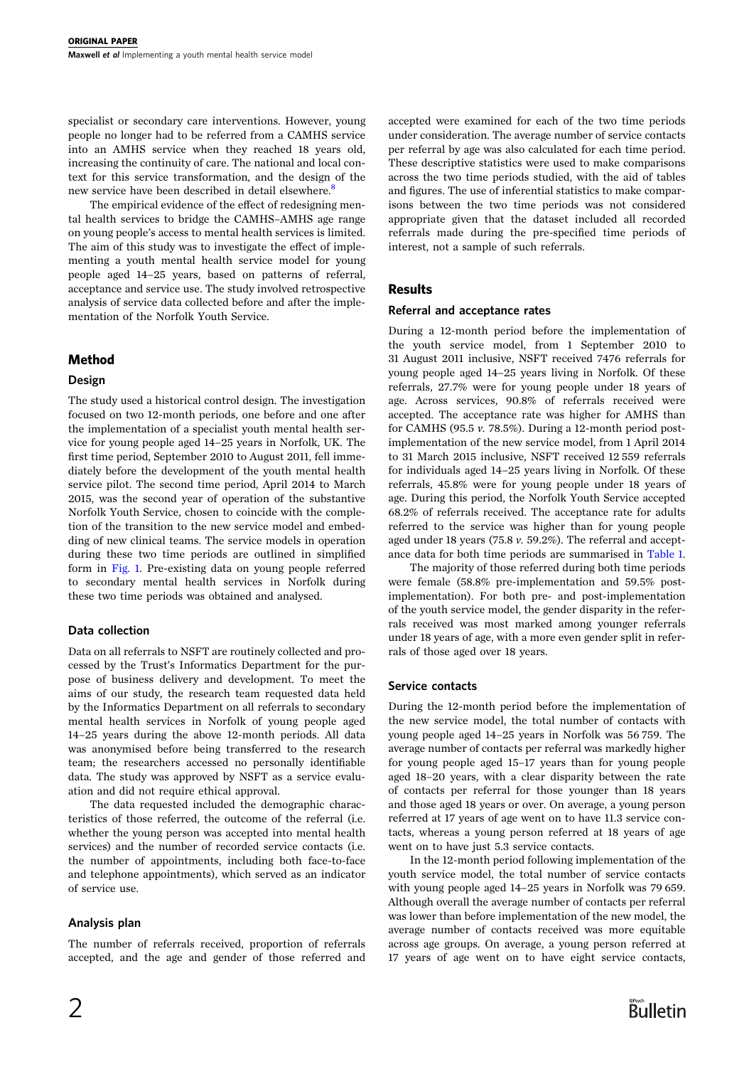specialist or secondary care interventions. However, young people no longer had to be referred from a CAMHS service into an AMHS service when they reached 18 years old, increasing the continuity of care. The national and local context for this service transformation, and the design of the new service have been described in detail elsewhere.[8]

The empirical evidence of the effect of redesigning mental health services to bridge the CAMHS–AMHS age range on young people's access to mental health services is limited. The aim of this study was to investigate the effect of implementing a youth mental health service model for young people aged 14–25 years, based on patterns of referral, acceptance and service use. The study involved retrospective analysis of service data collected before and after the implementation of the Norfolk Youth Service.

## Method

### Design

The study used a historical control design. The investigation focused on two 12-month periods, one before and one after the implementation of a specialist youth mental health service for young people aged 14–25 years in Norfolk, UK. The first time period, September 2010 to August 2011, fell immediately before the development of the youth mental health service pilot. The second time period, April 2014 to March 2015, was the second year of operation of the substantive Norfolk Youth Service, chosen to coincide with the completion of the transition to the new service model and embedding of new clinical teams. The service models in operation during these two time periods are outlined in simplified form in Fig. 1. Pre-existing data on young people referred to secondary mental health services in Norfolk during these two time periods was obtained and analysed.

### Data collection

Data on all referrals to NSFT are routinely collected and processed by the Trust's Informatics Department for the purpose of business delivery and development. To meet the aims of our study, the research team requested data held by the Informatics Department on all referrals to secondary mental health services in Norfolk of young people aged 14–25 years during the above 12-month periods. All data was anonymised before being transferred to the research team; the researchers accessed no personally identifiable data. The study was approved by NSFT as a service evaluation and did not require ethical approval.

The data requested included the demographic characteristics of those referred, the outcome of the referral (i.e. whether the young person was accepted into mental health services) and the number of recorded service contacts (i.e. the number of appointments, including both face-to-face and telephone appointments), which served as an indicator of service use.

### Analysis plan

The number of referrals received, proportion of referrals accepted, and the age and gender of those referred and accepted were examined for each of the two time periods under consideration. The average number of service contacts per referral by age was also calculated for each time period. These descriptive statistics were used to make comparisons across the two time periods studied, with the aid of tables and figures. The use of inferential statistics to make comparisons between the two time periods was not considered appropriate given that the dataset included all recorded referrals made during the pre-specified time periods of interest, not a sample of such referrals.

## Results

### Referral and acceptance rates

During a 12-month period before the implementation of the youth service model, from 1 September 2010 to 31 August 2011 inclusive, NSFT received 7476 referrals for young people aged 14–25 years living in Norfolk. Of these referrals, 27.7% were for young people under 18 years of age. Across services, 90.8% of referrals received were accepted. The acceptance rate was higher for AMHS than for CAMHS (95.5 *v.* 78.5%). During a 12-month period post-implementation of the new service model, from 1 April 2014 to 31 March 2015 inclusive, NSFT received 12 559 referrals for individuals aged 14–25 years living in Norfolk. Of these referrals, 45.8% were for young people under 18 years of age. During this period, the Norfolk Youth Service accepted 68.2% of referrals received. The acceptance rate for adults referred to the service was higher than for young people aged under 18 years (75.8 *v.* 59.2%). The referral and acceptance data for both time periods are summarised in Table 1.

The majority of those referred during both time periods were female (58.8% pre-implementation and 59.5% post-implementation). For both pre- and post-implementation of the youth service model, the gender disparity in the referrals received was most marked among younger referrals under 18 years of age, with a more even gender split in referrals of those aged over 18 years.

### Service contacts

During the 12-month period before the implementation of the new service model, the total number of contacts with young people aged 14–25 years in Norfolk was 56 759. The average number of contacts per referral was markedly higher for young people aged 15–17 years than for young people aged 18–20 years, with a clear disparity between the rate of contacts per referral for those younger than 18 years and those aged 18 years or over. On average, a young person referred at 17 years of age went on to have 11.3 service contacts, whereas a young person referred at 18 years of age went on to have just 5.3 service contacts.

In the 12-month period following implementation of the youth service model, the total number of service contacts with young people aged 14–25 years in Norfolk was 79 659. Although overall the average number of contacts per referral was lower than before implementation of the new model, the average number of contacts received was more equitable across age groups. On average, a young person referred at 17 years of age went on to have eight service contacts,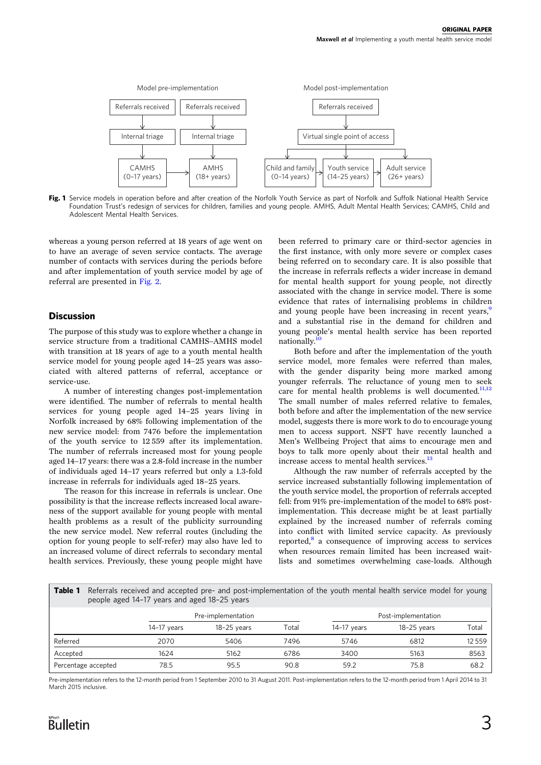Model pre-implementation

| Referrals received | Referrals received |
|---|---|
| Internal triage | Internal triage |
| CAMHS (0–17 years) | AMHS (18+ years) |

Model post-implementation

Referrals received → Virtual single point of access → Child and family (0–14 years) → Youth service (14–25 years) → Adult service (26+ years)

**Fig. 1** Service models in operation before and after creation of the Norfolk Youth Service as part of Norfolk and Suffolk National Health Service Foundation Trust's redesign of services for children, families and young people. AMHS, Adult Mental Health Services; CAMHS, Child and Adolescent Mental Health Services.

whereas a young person referred at 18 years of age went on to have an average of seven service contacts. The average number of contacts with services during the periods before and after implementation of youth service model by age of referral are presented in Fig. 2.

## Discussion

The purpose of this study was to explore whether a change in service structure from a traditional CAMHS–AMHS model with transition at 18 years of age to a youth mental health service model for young people aged 14–25 years was associated with altered patterns of referral, acceptance or service-use.

A number of interesting changes post-implementation were identified. The number of referrals to mental health services for young people aged 14–25 years living in Norfolk increased by 68% following implementation of the new service model: from 7476 before the implementation of the youth service to 12 559 after its implementation. The number of referrals increased most for young people aged 14–17 years: there was a 2.8-fold increase in the number of individuals aged 14–17 years referred but only a 1.3-fold increase in referrals for individuals aged 18–25 years.

The reason for this increase in referrals is unclear. One possibility is that the increase reflects increased local awareness of the support available for young people with mental health problems as a result of the publicity surrounding the new service model. New referral routes (including the option for young people to self-refer) may also have led to an increased volume of direct referrals to secondary mental health services. Previously, these young people might have been referred to primary care or third-sector agencies in the first instance, with only more severe or complex cases being referred on to secondary care. It is also possible that the increase in referrals reflects a wider increase in demand for mental health support for young people, not directly associated with the change in service model. There is some evidence that rates of internalising problems in children and young people have been increasing in recent years,[9] and a substantial rise in the demand for children and young people's mental health service has been reported nationally.[10]

Both before and after the implementation of the youth service model, more females were referred than males, with the gender disparity being more marked among younger referrals. The reluctance of young men to seek care for mental health problems is well documented.[11,12] The small number of males referred relative to females, both before and after the implementation of the new service model, suggests there is more work to do to encourage young men to access support. NSFT have recently launched a Men's Wellbeing Project that aims to encourage men and boys to talk more openly about their mental health and increase access to mental health services.[13]

Although the raw number of referrals accepted by the service increased substantially following implementation of the youth service model, the proportion of referrals accepted fell: from 91% pre-implementation of the model to 68% post-implementation. This decrease might be at least partially explained by the increased number of referrals coming into conflict with limited service capacity. As previously reported,[8] a consequence of improving access to services when resources remain limited has been increased wait-lists and sometimes overwhelming case-loads. Although

**Table 1** Referrals received and accepted pre- and post-implementation of the youth mental health service model for young people aged 14–17 years and aged 18–25 years

| | Pre-implementation | | | Post-implementation | | |
|---|---|---|---|---|---|---|
| | 14–17 years | 18–25 years | Total | 14–17 years | 18–25 years | Total |
| Referred | 2070 | 5406 | 7496 | 5746 | 6812 | 12 559 |
| Accepted | 1624 | 5162 | 6786 | 3400 | 5163 | 8563 |
| Percentage accepted | 78.5 | 95.5 | 90.8 | 59.2 | 75.8 | 68.2 |

Pre-implementation refers to the 12-month period from 1 September 2010 to 31 August 2011. Post-implementation refers to the 12-month period from 1 April 2014 to 31 March 2015 inclusive.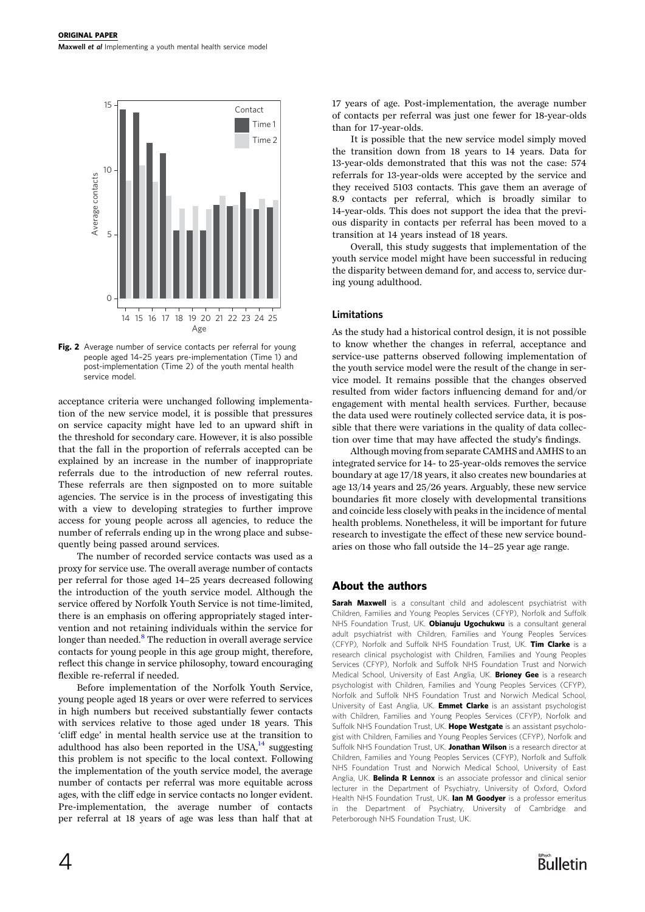15
10
5
0
Average contacts
14 15 16 17 18 19 20 21 22 23 24 25
Age
Contact
Time 1
Time 2

**Fig. 2** Average number of service contacts per referral for young people aged 14–25 years pre-implementation (Time 1) and post-implementation (Time 2) of the youth mental health service model.

acceptance criteria were unchanged following implementation of the new service model, it is possible that pressures on service capacity might have led to an upward shift in the threshold for secondary care. However, it is also possible that the fall in the proportion of referrals accepted can be explained by an increase in the number of inappropriate referrals due to the introduction of new referral routes. These referrals are then signposted on to more suitable agencies. The service is in the process of investigating this with a view to developing strategies to further improve access for young people across all agencies, to reduce the number of referrals ending up in the wrong place and subsequently being passed around services.

The number of recorded service contacts was used as a proxy for service use. The overall average number of contacts per referral for those aged 14–25 years decreased following the introduction of the youth service model. Although the service offered by Norfolk Youth Service is not time-limited, there is an emphasis on offering appropriately staged intervention and not retaining individuals within the service for longer than needed.[8] The reduction in overall average service contacts for young people in this age group might, therefore, reflect this change in service philosophy, toward encouraging flexible re-referral if needed.

Before implementation of the Norfolk Youth Service, young people aged 18 years or over were referred to services in high numbers but received substantially fewer contacts with services relative to those aged under 18 years. This 'cliff edge' in mental health service use at the transition to adulthood has also been reported in the USA,[14] suggesting this problem is not specific to the local context. Following the implementation of the youth service model, the average number of contacts per referral was more equitable across ages, with the cliff edge in service contacts no longer evident. Pre-implementation, the average number of contacts per referral at 18 years of age was less than half that at 17 years of age. Post-implementation, the average number of contacts per referral was just one fewer for 18-year-olds than for 17-year-olds.

It is possible that the new service model simply moved the transition down from 18 years to 14 years. Data for 13-year-olds demonstrated that this was not the case: 574 referrals for 13-year-olds were accepted by the service and they received 5103 contacts. This gave them an average of 8.9 contacts per referral, which is broadly similar to 14-year-olds. This does not support the idea that the previous disparity in contacts per referral has been moved to a transition at 14 years instead of 18 years.

Overall, this study suggests that implementation of the youth service model might have been successful in reducing the disparity between demand for, and access to, service during young adulthood.

### Limitations

As the study had a historical control design, it is not possible to know whether the changes in referral, acceptance and service-use patterns observed following implementation of the youth service model were the result of the change in service model. It remains possible that the changes observed resulted from wider factors influencing demand for and/or engagement with mental health services. Further, because the data used were routinely collected service data, it is possible that there were variations in the quality of data collection over time that may have affected the study's findings.

Although moving from separate CAMHS and AMHS to an integrated service for 14- to 25-year-olds removes the service boundary at age 17/18 years, it also creates new boundaries at age 13/14 years and 25/26 years. Arguably, these new service boundaries fit more closely with developmental transitions and coincide less closely with peaks in the incidence of mental health problems. Nonetheless, it will be important for future research to investigate the effect of these new service boundaries on those who fall outside the 14–25 year age range.

## About the authors

**Sarah Maxwell** is a consultant child and adolescent psychiatrist with Children, Families and Young Peoples Services (CFYP), Norfolk and Suffolk NHS Foundation Trust, UK. **Obianuju Ugochukwu** is a consultant general adult psychiatrist with Children, Families and Young Peoples Services (CFYP), Norfolk and Suffolk NHS Foundation Trust, UK. **Tim Clarke** is a research clinical psychologist with Children, Families and Young Peoples Services (CFYP), Norfolk and Suffolk NHS Foundation Trust and Norwich Medical School, University of East Anglia, UK. **Brioney Gee** is a research psychologist with Children, Families and Young Peoples Services (CFYP), Norfolk and Suffolk NHS Foundation Trust and Norwich Medical School, University of East Anglia, UK. **Emmet Clarke** is an assistant psychologist with Children, Families and Young Peoples Services (CFYP), Norfolk and Suffolk NHS Foundation Trust, UK. **Hope Westgate** is an assistant psychologist with Children, Families and Young Peoples Services (CFYP), Norfolk and Suffolk NHS Foundation Trust, UK. **Jonathan Wilson** is a research director at Children, Families and Young Peoples Services (CFYP), Norfolk and Suffolk NHS Foundation Trust and Norwich Medical School, University of East Anglia, UK. **Belinda R Lennox** is an associate professor and clinical senior lecturer in the Department of Psychiatry, University of Oxford, Oxford Health NHS Foundation Trust, UK. **Ian M Goodyer** is a professor emeritus in the Department of Psychiatry, University of Cambridge and Peterborough NHS Foundation Trust, UK.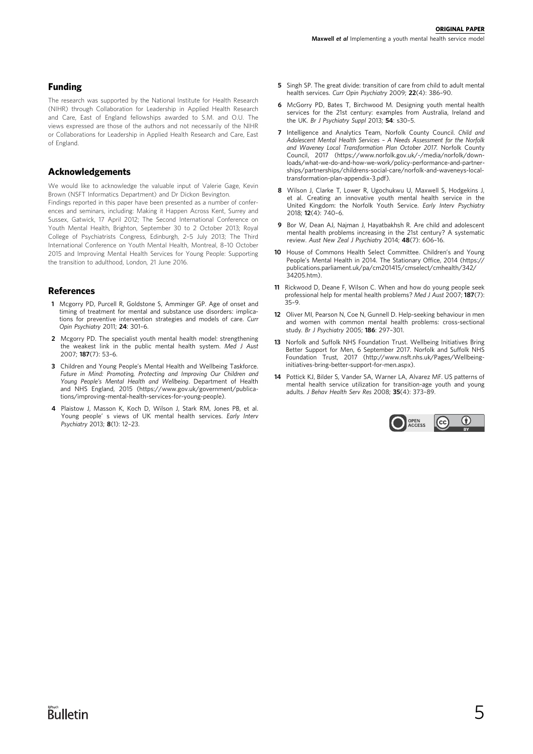## Funding

The research was supported by the National Institute for Health Research (NIHR) through Collaboration for Leadership in Applied Health Research and Care, East of England fellowships awarded to S.M. and O.U. The views expressed are those of the authors and not necessarily of the NIHR or Collaborations for Leadership in Applied Health Research and Care, East of England.

## Acknowledgements

We would like to acknowledge the valuable input of Valerie Gage, Kevin Brown (NSFT Informatics Department) and Dr Dickon Bevington.

Findings reported in this paper have been presented as a number of conferences and seminars, including: Making it Happen Across Kent, Surrey and Sussex, Gatwick, 17 April 2012; The Second International Conference on Youth Mental Health, Brighton, September 30 to 2 October 2013; Royal College of Psychiatrists Congress, Edinburgh, 2–5 July 2013; The Third International Conference on Youth Mental Health, Montreal, 8–10 October 2015 and Improving Mental Health Services for Young People: Supporting the transition to adulthood, London, 21 June 2016.

## References

1. Mcgorry PD, Purcell R, Goldstone S, Amminger GP. Age of onset and timing of treatment for mental and substance use disorders: implications for preventive intervention strategies and models of care. *Curr Opin Psychiatry* 2011; **24**: 301–6.
2. Mcgorry PD. The specialist youth mental health model: strengthening the weakest link in the public mental health system. *Med J Aust* 2007; **187**(7): 53–6.
3. Children and Young People's Mental Health and Wellbeing Taskforce. *Future in Mind: Promoting, Protecting and Improving Our Children and Young People's Mental Health and Wellbeing*. Department of Health and NHS England, 2015 (https://www.gov.uk/government/publications/improving-mental-health-services-for-young-people).
4. Plaistow J, Masson K, Koch D, Wilson J, Stark RM, Jones PB, et al. Young people' s views of UK mental health services. *Early Interv Psychiatry* 2013; **8**(1): 12–23.
5. Singh SP. The great divide: transition of care from child to adult mental health services. *Curr Opin Psychiatry* 2009; **22**(4): 386–90.
6. McGorry PD, Bates T, Birchwood M. Designing youth mental health services for the 21st century: examples from Australia, Ireland and the UK. *Br J Psychiatry Suppl* 2013; **54**: s30–5.
7. Intelligence and Analytics Team, Norfolk County Council. *Child and Adolescent Mental Health Services – A Needs Assessment for the Norfolk and Waveney Local Transformation Plan October 2017*. Norfolk County Council, 2017 (https://www.norfolk.gov.uk/-/media/norfolk/downloads/what-we-do-and-how-we-work/policy-performance-and-partnerships/partnerships/childrens-social-care/norfolk-and-waveneys-local-transformation-plan-appendix-3.pdf).
8. Wilson J, Clarke T, Lower R, Ugochukwu U, Maxwell S, Hodgekins J, et al. Creating an innovative youth mental health service in the United Kingdom: the Norfolk Youth Service. *Early Interv Psychiatry* 2018; **12**(4): 740–6.
9. Bor W, Dean AJ, Najman J, Hayatbakhsh R. Are child and adolescent mental health problems increasing in the 21st century? A systematic review. *Aust New Zeal J Psychiatry* 2014; **48**(7): 606–16.
10. House of Commons Health Select Committee. Children's and Young People's Mental Health in 2014. The Stationary Office, 2014 (https://publications.parliament.uk/pa/cm201415/cmselect/cmhealth/342/34205.htm).
11. Rickwood D, Deane F, Wilson C. When and how do young people seek professional help for mental health problems? *Med J Aust* 2007; **187**(7): 35–9.
12. Oliver MI, Pearson N, Coe N, Gunnell D. Help-seeking behaviour in men and women with common mental health problems: cross-sectional study. *Br J Psychiatry* 2005; **186**: 297–301.
13. Norfolk and Suffolk NHS Foundation Trust. Wellbeing Initiatives Bring Better Support for Men, 6 September 2017. Norfolk and Suffolk NHS Foundation Trust, 2017 (http://www.nsft.nhs.uk/Pages/Wellbeing-initiatives-bring-better-support-for-men.aspx).
14. Pottick KJ, Bilder S, Vander SA, Warner LA, Alvarez MF. US patterns of mental health service utilization for transition-age youth and young adults. *J Behav Health Serv Res* 2008; **35**(4): 373–89.